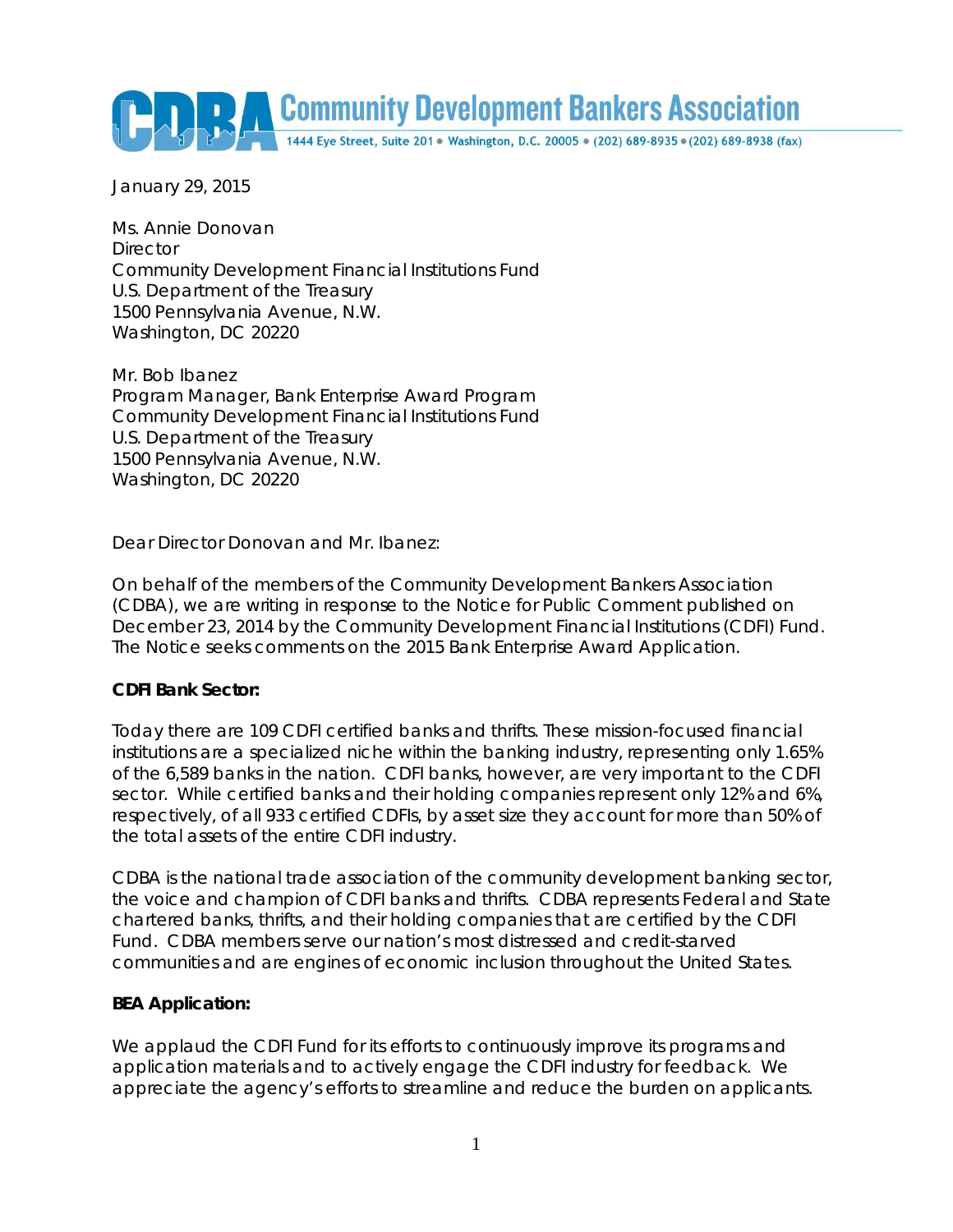# Community Development Bankers Association

1444 Eye Street, Suite 201 • Washington, D.C. 20005 • (202) 689-8935 • (202) 689-8938 (fax)

January 29, 2015

Ms. Annie Donovan
Director
Community Development Financial Institutions Fund
U.S. Department of the Treasury
1500 Pennsylvania Avenue, N.W.
Washington, DC 20220

Mr. Bob Ibanez
Program Manager, Bank Enterprise Award Program
Community Development Financial Institutions Fund
U.S. Department of the Treasury
1500 Pennsylvania Avenue, N.W.
Washington, DC 20220

Dear Director Donovan and Mr. Ibanez:

On behalf of the members of the Community Development Bankers Association (CDBA), we are writing in response to the Notice for Public Comment published on December 23, 2014 by the Community Development Financial Institutions (CDFI) Fund. The Notice seeks comments on the 2015 Bank Enterprise Award Application.

**CDFI Bank Sector:**

Today there are 109 CDFI certified banks and thrifts. These mission-focused financial institutions are a specialized niche within the banking industry, representing only 1.65% of the 6,589 banks in the nation. CDFI banks, however, are very important to the CDFI sector. While certified banks and their holding companies represent only 12% and 6%, respectively, of all 933 certified CDFIs, by asset size they account for more than 50% of the total assets of the entire CDFI industry.

CDBA is the national trade association of the community development banking sector, the voice and champion of CDFI banks and thrifts. CDBA represents Federal and State chartered banks, thrifts, and their holding companies that are certified by the CDFI Fund. CDBA members serve our nation's most distressed and credit-starved communities and are engines of economic inclusion throughout the United States.

**BEA Application:**

We applaud the CDFI Fund for its efforts to continuously improve its programs and application materials and to actively engage the CDFI industry for feedback. We appreciate the agency's efforts to streamline and reduce the burden on applicants.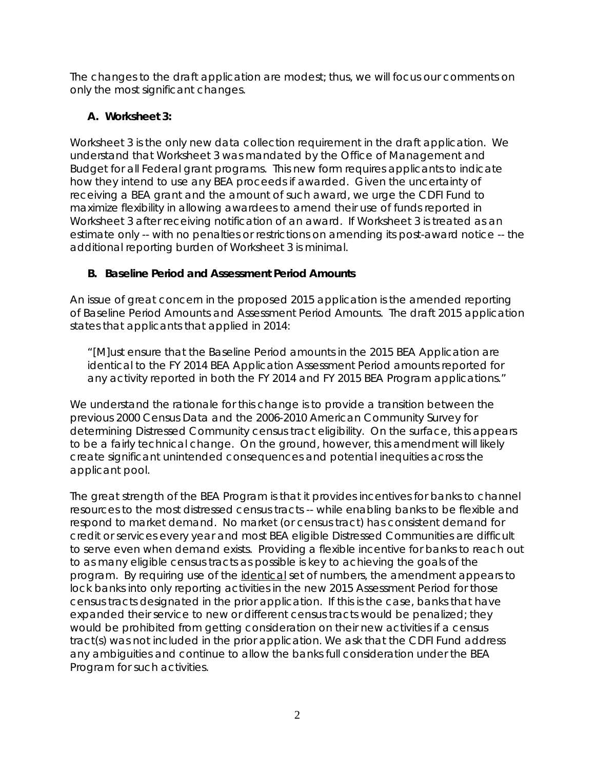The changes to the draft application are modest; thus, we will focus our comments on only the most significant changes.

**A. Worksheet 3:**

Worksheet 3 is the only new data collection requirement in the draft application. We understand that Worksheet 3 was mandated by the Office of Management and Budget for all Federal grant programs. This new form requires applicants to indicate how they intend to use any BEA proceeds if awarded. Given the uncertainty of receiving a BEA grant and the amount of such award, we urge the CDFI Fund to maximize flexibility in allowing awardees to amend their use of funds reported in Worksheet 3 after receiving notification of an award. If Worksheet 3 is treated as an estimate only -- with no penalties or restrictions on amending its post-award notice -- the additional reporting burden of Worksheet 3 is minimal.

**B. Baseline Period and Assessment Period Amounts**

An issue of great concern in the proposed 2015 application is the amended reporting of Baseline Period Amounts and Assessment Period Amounts. The draft 2015 application states that applicants that applied in 2014:

> "[M]ust ensure that the Baseline Period amounts in the 2015 BEA Application are identical to the FY 2014 BEA Application Assessment Period amounts reported for any activity reported in both the FY 2014 and FY 2015 BEA Program applications."

We understand the rationale for this change is to provide a transition between the previous 2000 Census Data and the 2006-2010 American Community Survey for determining Distressed Community census tract eligibility. On the surface, this appears to be a fairly technical change. On the ground, however, this amendment will likely create significant unintended consequences and potential inequities across the applicant pool.

The great strength of the BEA Program is that it provides incentives for banks to channel resources to the most distressed census tracts -- while enabling banks to be flexible and respond to market demand. No market (or census tract) has consistent demand for credit or services every year and most BEA eligible Distressed Communities are difficult to serve even when demand exists. Providing a flexible incentive for banks to reach out to as many eligible census tracts as possible is key to achieving the goals of the program. By requiring use of the identical set of numbers, the amendment appears to lock banks into only reporting activities in the new 2015 Assessment Period for those census tracts designated in the prior application. If this is the case, banks that have expanded their service to new or different census tracts would be penalized; they would be prohibited from getting consideration on their new activities if a census tract(s) was not included in the prior application. We ask that the CDFI Fund address any ambiguities and continue to allow the banks full consideration under the BEA Program for such activities.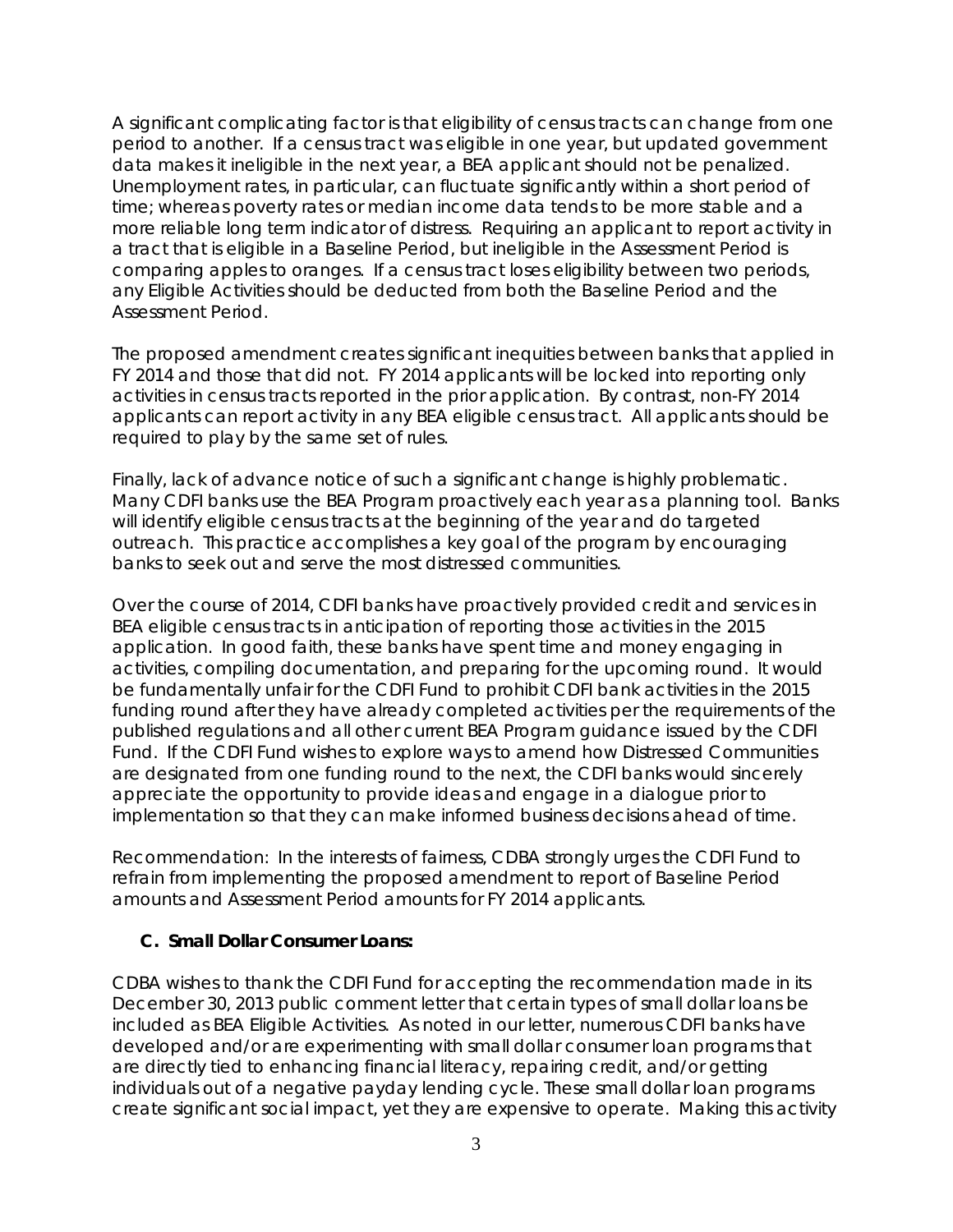A significant complicating factor is that eligibility of census tracts can change from one period to another. If a census tract was eligible in one year, but updated government data makes it ineligible in the next year, a BEA applicant should not be penalized. Unemployment rates, in particular, can fluctuate significantly within a short period of time; whereas poverty rates or median income data tends to be more stable and a more reliable long term indicator of distress. Requiring an applicant to report activity in a tract that is eligible in a Baseline Period, but ineligible in the Assessment Period is comparing apples to oranges. If a census tract loses eligibility between two periods, any Eligible Activities should be deducted from both the Baseline Period and the Assessment Period.

The proposed amendment creates significant inequities between banks that applied in FY 2014 and those that did not. FY 2014 applicants will be locked into reporting only activities in census tracts reported in the prior application. By contrast, non-FY 2014 applicants can report activity in any BEA eligible census tract. All applicants should be required to play by the same set of rules.

Finally, lack of advance notice of such a significant change is highly problematic. Many CDFI banks use the BEA Program proactively each year as a planning tool. Banks will identify eligible census tracts at the beginning of the year and do targeted outreach. This practice accomplishes a key goal of the program by encouraging banks to seek out and serve the most distressed communities.

Over the course of 2014, CDFI banks have proactively provided credit and services in BEA eligible census tracts in anticipation of reporting those activities in the 2015 application. In good faith, these banks have spent time and money engaging in activities, compiling documentation, and preparing for the upcoming round. It would be fundamentally unfair for the CDFI Fund to prohibit CDFI bank activities in the 2015 funding round after they have already completed activities per the requirements of the published regulations and all other current BEA Program guidance issued by the CDFI Fund. If the CDFI Fund wishes to explore ways to amend how Distressed Communities are designated from one funding round to the next, the CDFI banks would sincerely appreciate the opportunity to provide ideas and engage in a dialogue prior to implementation so that they can make informed business decisions ahead of time.

Recommendation: In the interests of fairness, CDBA strongly urges the CDFI Fund to refrain from implementing the proposed amendment to report of Baseline Period amounts and Assessment Period amounts for FY 2014 applicants.

**C. Small Dollar Consumer Loans:**

CDBA wishes to thank the CDFI Fund for accepting the recommendation made in its December 30, 2013 public comment letter that certain types of small dollar loans be included as BEA Eligible Activities. As noted in our letter, numerous CDFI banks have developed and/or are experimenting with small dollar consumer loan programs that are directly tied to enhancing financial literacy, repairing credit, and/or getting individuals out of a negative payday lending cycle. These small dollar loan programs create significant social impact, yet they are expensive to operate. Making this activity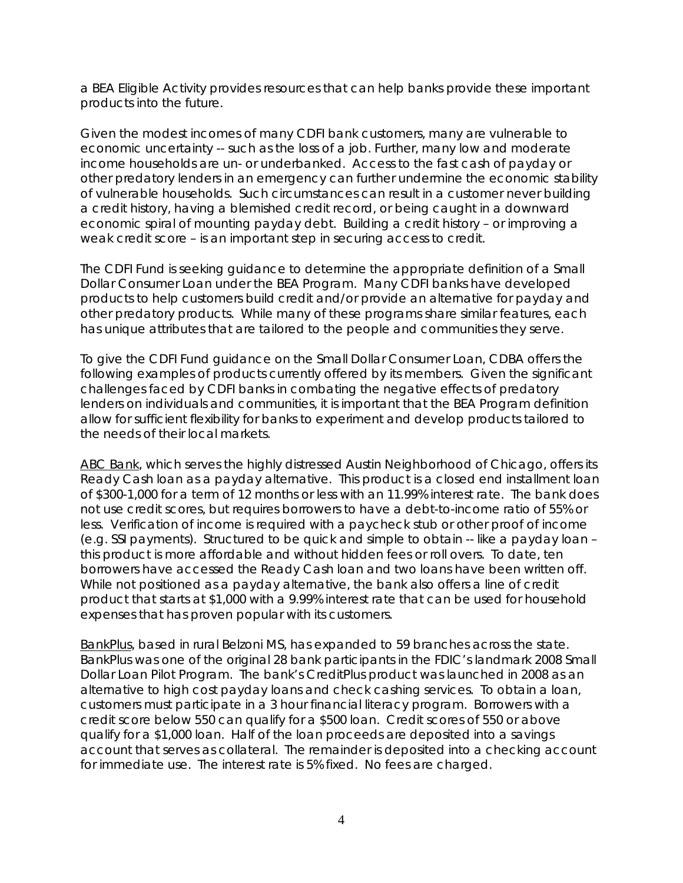a BEA Eligible Activity provides resources that can help banks provide these important products into the future.

Given the modest incomes of many CDFI bank customers, many are vulnerable to economic uncertainty -- such as the loss of a job. Further, many low and moderate income households are un- or underbanked. Access to the fast cash of payday or other predatory lenders in an emergency can further undermine the economic stability of vulnerable households. Such circumstances can result in a customer never building a credit history, having a blemished credit record, or being caught in a downward economic spiral of mounting payday debt. Building a credit history – or improving a weak credit score – is an important step in securing access to credit.

The CDFI Fund is seeking guidance to determine the appropriate definition of a Small Dollar Consumer Loan under the BEA Program. Many CDFI banks have developed products to help customers build credit and/or provide an alternative for payday and other predatory products. While many of these programs share similar features, each has unique attributes that are tailored to the people and communities they serve.

To give the CDFI Fund guidance on the Small Dollar Consumer Loan, CDBA offers the following examples of products currently offered by its members. Given the significant challenges faced by CDFI banks in combating the negative effects of predatory lenders on individuals and communities, it is important that the BEA Program definition allow for sufficient flexibility for banks to experiment and develop products tailored to the needs of their local markets.

<u>ABC Bank</u>, which serves the highly distressed Austin Neighborhood of Chicago, offers its Ready Cash loan as a payday alternative. This product is a closed end installment loan of $300-1,000 for a term of 12 months or less with an 11.99% interest rate. The bank does not use credit scores, but requires borrowers to have a debt-to-income ratio of 55% or less. Verification of income is required with a paycheck stub or other proof of income (e.g. SSI payments). Structured to be quick and simple to obtain -- like a payday loan – this product is more affordable and without hidden fees or roll overs. To date, ten borrowers have accessed the Ready Cash loan and two loans have been written off. While not positioned as a payday alternative, the bank also offers a line of credit product that starts at $1,000 with a 9.99% interest rate that can be used for household expenses that has proven popular with its customers.

<u>BankPlus</u>, based in rural Belzoni MS, has expanded to 59 branches across the state. BankPlus was one of the original 28 bank participants in the FDIC's landmark 2008 Small Dollar Loan Pilot Program. The bank's CreditPlus product was launched in 2008 as an alternative to high cost payday loans and check cashing services. To obtain a loan, customers must participate in a 3 hour financial literacy program. Borrowers with a credit score below 550 can qualify for a $500 loan. Credit scores of 550 or above qualify for a $1,000 loan. Half of the loan proceeds are deposited into a savings account that serves as collateral. The remainder is deposited into a checking account for immediate use. The interest rate is 5% fixed. No fees are charged.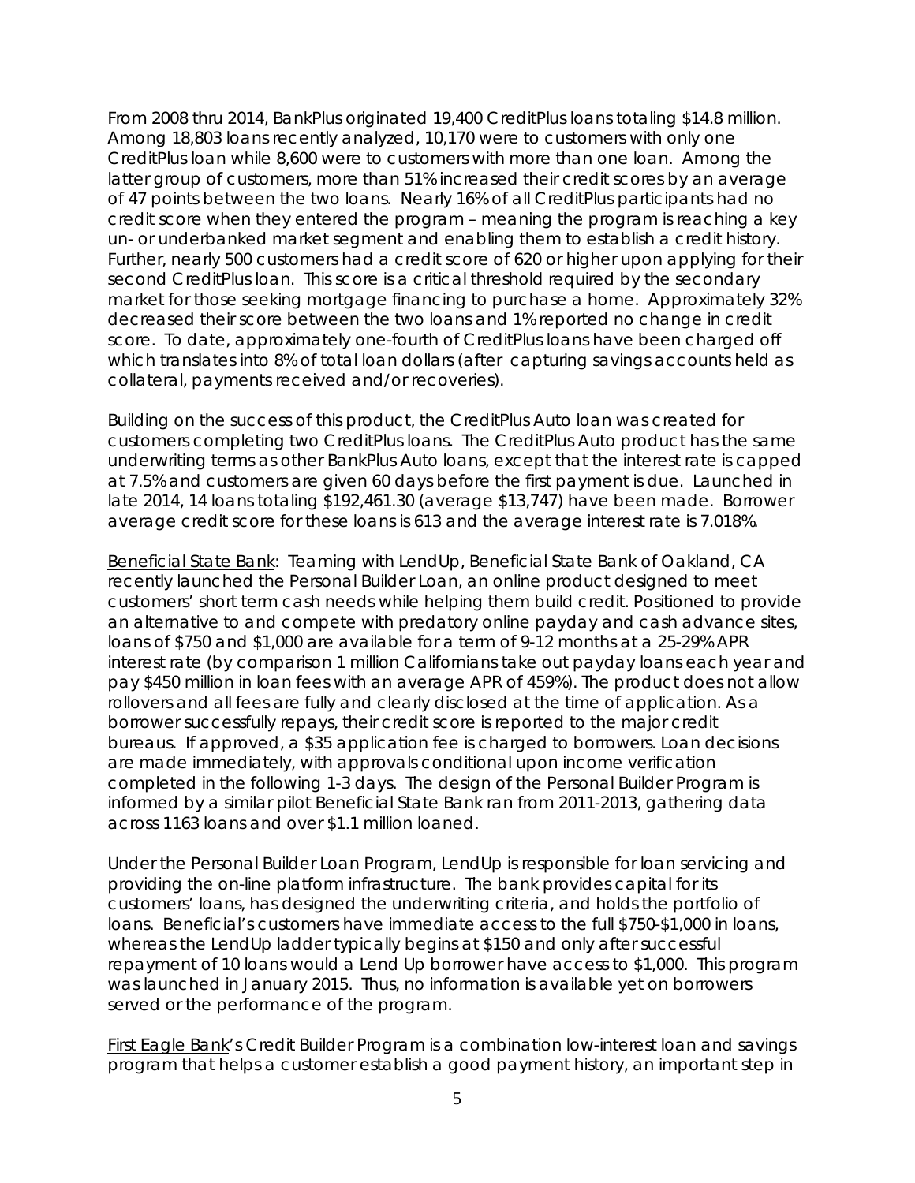From 2008 thru 2014, BankPlus originated 19,400 CreditPlus loans totaling $14.8 million. Among 18,803 loans recently analyzed, 10,170 were to customers with only one CreditPlus loan while 8,600 were to customers with more than one loan. Among the latter group of customers, more than 51% increased their credit scores by an average of 47 points between the two loans. Nearly 16% of all CreditPlus participants had no credit score when they entered the program – meaning the program is reaching a key un- or underbanked market segment and enabling them to establish a credit history. Further, nearly 500 customers had a credit score of 620 or higher upon applying for their second CreditPlus loan. This score is a critical threshold required by the secondary market for those seeking mortgage financing to purchase a home. Approximately 32% decreased their score between the two loans and 1% reported no change in credit score. To date, approximately one-fourth of CreditPlus loans have been charged off which translates into 8% of total loan dollars (after capturing savings accounts held as collateral, payments received and/or recoveries).

Building on the success of this product, the CreditPlus Auto loan was created for customers completing two CreditPlus loans. The CreditPlus Auto product has the same underwriting terms as other BankPlus Auto loans, except that the interest rate is capped at 7.5% and customers are given 60 days before the first payment is due. Launched in late 2014, 14 loans totaling $192,461.30 (average $13,747) have been made. Borrower average credit score for these loans is 613 and the average interest rate is 7.018%.

Beneficial State Bank: Teaming with LendUp, Beneficial State Bank of Oakland, CA recently launched the Personal Builder Loan, an online product designed to meet customers' short term cash needs while helping them build credit. Positioned to provide an alternative to and compete with predatory online payday and cash advance sites, loans of $750 and $1,000 are available for a term of 9-12 months at a 25-29% APR interest rate (by comparison 1 million Californians take out payday loans each year and pay $450 million in loan fees with an average APR of 459%). The product does not allow rollovers and all fees are fully and clearly disclosed at the time of application. As a borrower successfully repays, their credit score is reported to the major credit bureaus. If approved, a $35 application fee is charged to borrowers. Loan decisions are made immediately, with approvals conditional upon income verification completed in the following 1-3 days. The design of the Personal Builder Program is informed by a similar pilot Beneficial State Bank ran from 2011-2013, gathering data across 1163 loans and over $1.1 million loaned.

Under the Personal Builder Loan Program, LendUp is responsible for loan servicing and providing the on-line platform infrastructure. The bank provides capital for its customers' loans, has designed the underwriting criteria, and holds the portfolio of loans. Beneficial's customers have immediate access to the full $750-$1,000 in loans, whereas the LendUp ladder typically begins at $150 and only after successful repayment of 10 loans would a Lend Up borrower have access to $1,000. This program was launched in January 2015. Thus, no information is available yet on borrowers served or the performance of the program.

First Eagle Bank's Credit Builder Program is a combination low-interest loan and savings program that helps a customer establish a good payment history, an important step in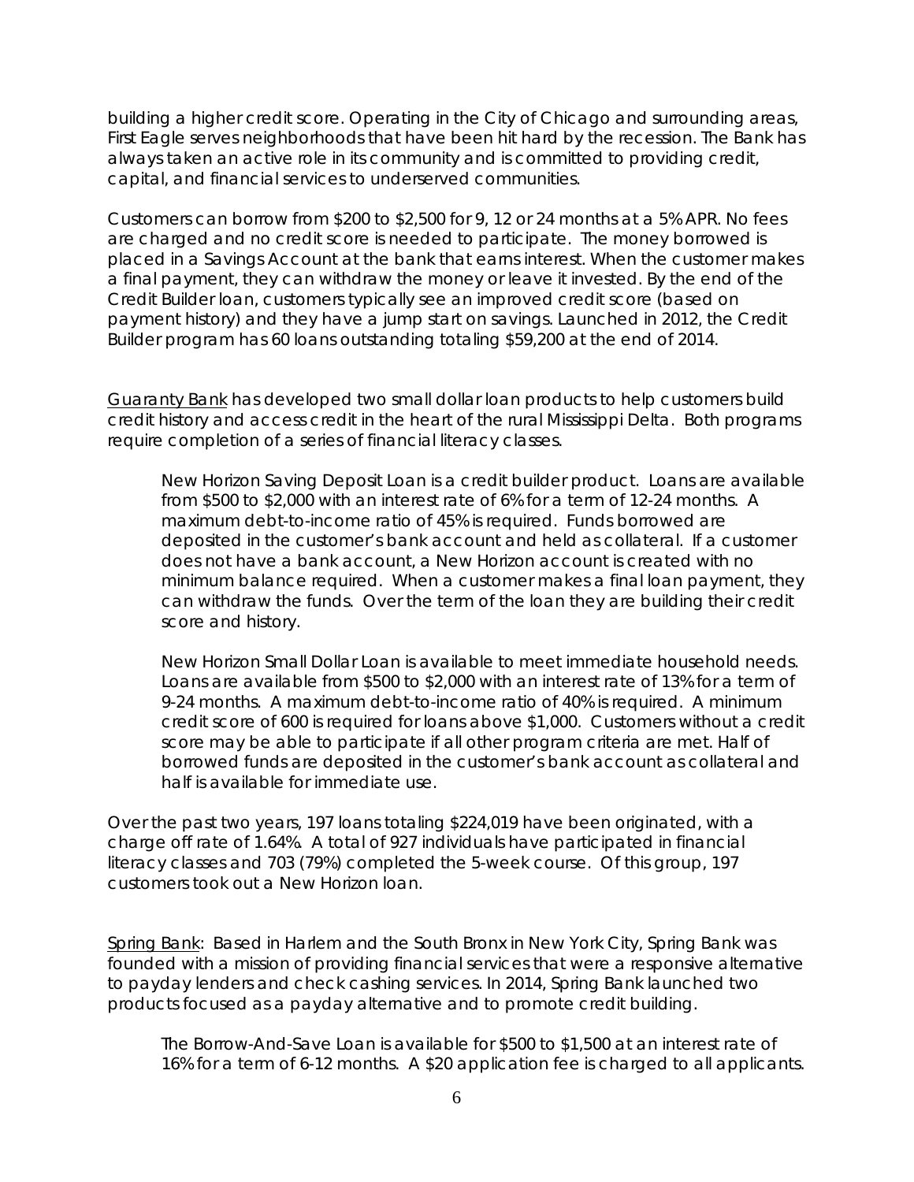building a higher credit score. Operating in the City of Chicago and surrounding areas, First Eagle serves neighborhoods that have been hit hard by the recession. The Bank has always taken an active role in its community and is committed to providing credit, capital, and financial services to underserved communities.

Customers can borrow from $200 to $2,500 for 9, 12 or 24 months at a 5% APR. No fees are charged and no credit score is needed to participate. The money borrowed is placed in a Savings Account at the bank that earns interest. When the customer makes a final payment, they can withdraw the money or leave it invested. By the end of the Credit Builder loan, customers typically see an improved credit score (based on payment history) and they have a jump start on savings. Launched in 2012, the Credit Builder program has 60 loans outstanding totaling $59,200 at the end of 2014.

<u>Guaranty Bank</u> has developed two small dollar loan products to help customers build credit history and access credit in the heart of the rural Mississippi Delta. Both programs require completion of a series of financial literacy classes.

> New Horizon Saving Deposit Loan is a credit builder product. Loans are available from $500 to $2,000 with an interest rate of 6% for a term of 12-24 months. A maximum debt-to-income ratio of 45% is required. Funds borrowed are deposited in the customer's bank account and held as collateral. If a customer does not have a bank account, a New Horizon account is created with no minimum balance required. When a customer makes a final loan payment, they can withdraw the funds. Over the term of the loan they are building their credit score and history.
>
> New Horizon Small Dollar Loan is available to meet immediate household needs. Loans are available from $500 to $2,000 with an interest rate of 13% for a term of 9-24 months. A maximum debt-to-income ratio of 40% is required. A minimum credit score of 600 is required for loans above $1,000. Customers without a credit score may be able to participate if all other program criteria are met. Half of borrowed funds are deposited in the customer's bank account as collateral and half is available for immediate use.

Over the past two years, 197 loans totaling $224,019 have been originated, with a charge off rate of 1.64%. A total of 927 individuals have participated in financial literacy classes and 703 (79%) completed the 5-week course. Of this group, 197 customers took out a New Horizon loan.

<u>Spring Bank</u>: Based in Harlem and the South Bronx in New York City, Spring Bank was founded with a mission of providing financial services that were a responsive alternative to payday lenders and check cashing services. In 2014, Spring Bank launched two products focused as a payday alternative and to promote credit building.

> The Borrow-And-Save Loan is available for $500 to $1,500 at an interest rate of 16% for a term of 6-12 months. A $20 application fee is charged to all applicants.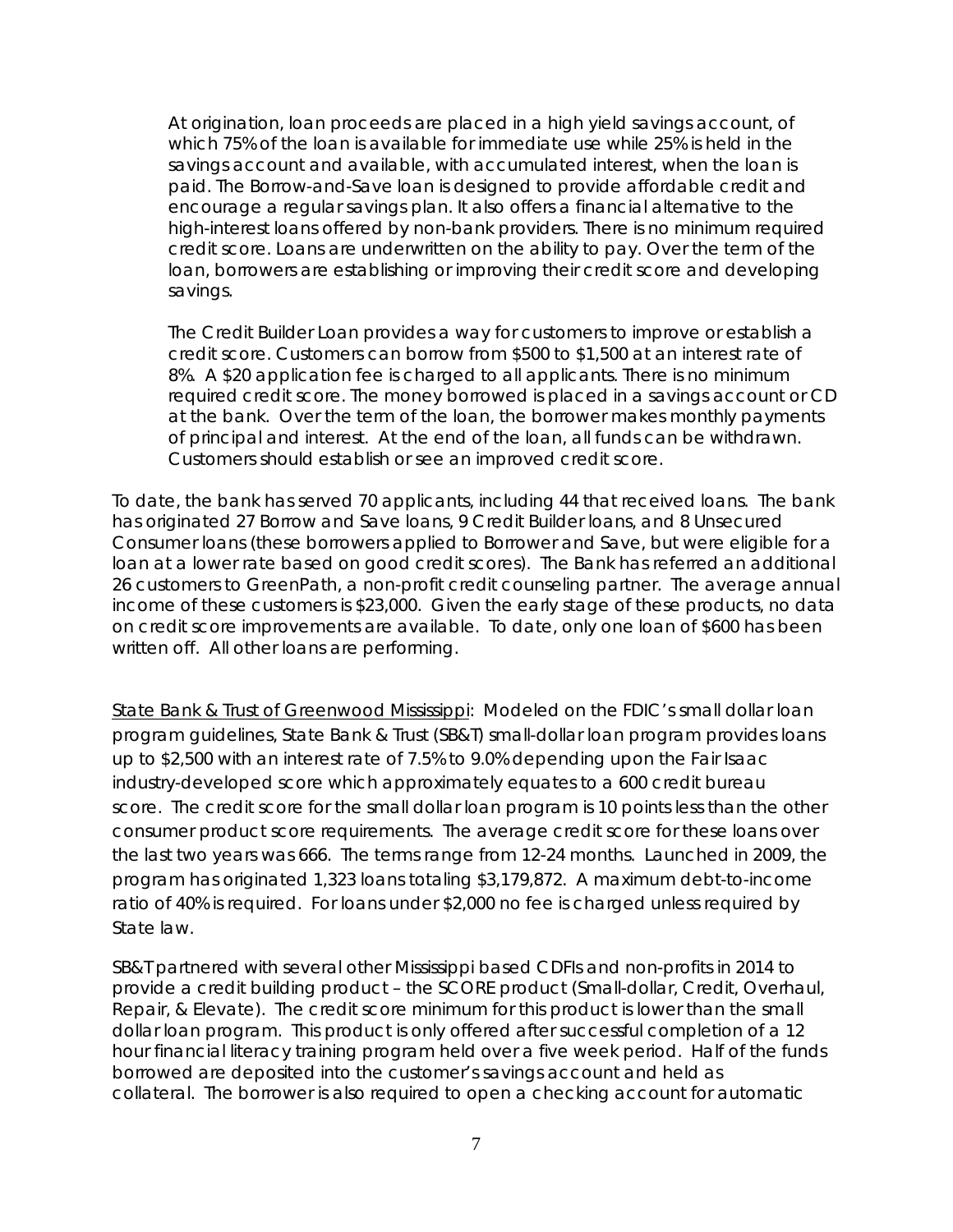At origination, loan proceeds are placed in a high yield savings account, of which 75% of the loan is available for immediate use while 25% is held in the savings account and available, with accumulated interest, when the loan is paid. The Borrow-and-Save loan is designed to provide affordable credit and encourage a regular savings plan. It also offers a financial alternative to the high-interest loans offered by non-bank providers. There is no minimum required credit score. Loans are underwritten on the ability to pay. Over the term of the loan, borrowers are establishing or improving their credit score and developing savings.

The Credit Builder Loan provides a way for customers to improve or establish a credit score. Customers can borrow from $500 to $1,500 at an interest rate of 8%. A $20 application fee is charged to all applicants. There is no minimum required credit score. The money borrowed is placed in a savings account or CD at the bank. Over the term of the loan, the borrower makes monthly payments of principal and interest. At the end of the loan, all funds can be withdrawn. Customers should establish or see an improved credit score.

To date, the bank has served 70 applicants, including 44 that received loans. The bank has originated 27 Borrow and Save loans, 9 Credit Builder loans, and 8 Unsecured Consumer loans (these borrowers applied to Borrower and Save, but were eligible for a loan at a lower rate based on good credit scores). The Bank has referred an additional 26 customers to GreenPath, a non-profit credit counseling partner. The average annual income of these customers is $23,000. Given the early stage of these products, no data on credit score improvements are available. To date, only one loan of $600 has been written off. All other loans are performing.

State Bank & Trust of Greenwood Mississippi: Modeled on the FDIC's small dollar loan program guidelines, State Bank & Trust (SB&T) small-dollar loan program provides loans up to $2,500 with an interest rate of 7.5% to 9.0% depending upon the Fair Isaac industry-developed score which approximately equates to a 600 credit bureau score. The credit score for the small dollar loan program is 10 points less than the other consumer product score requirements. The average credit score for these loans over the last two years was 666. The terms range from 12-24 months. Launched in 2009, the program has originated 1,323 loans totaling $3,179,872. A maximum debt-to-income ratio of 40% is required. For loans under $2,000 no fee is charged unless required by State law.

SB&T partnered with several other Mississippi based CDFIs and non-profits in 2014 to provide a credit building product – the SCORE product (Small-dollar, Credit, Overhaul, Repair, & Elevate). The credit score minimum for this product is lower than the small dollar loan program. This product is only offered after successful completion of a 12 hour financial literacy training program held over a five week period. Half of the funds borrowed are deposited into the customer's savings account and held as collateral. The borrower is also required to open a checking account for automatic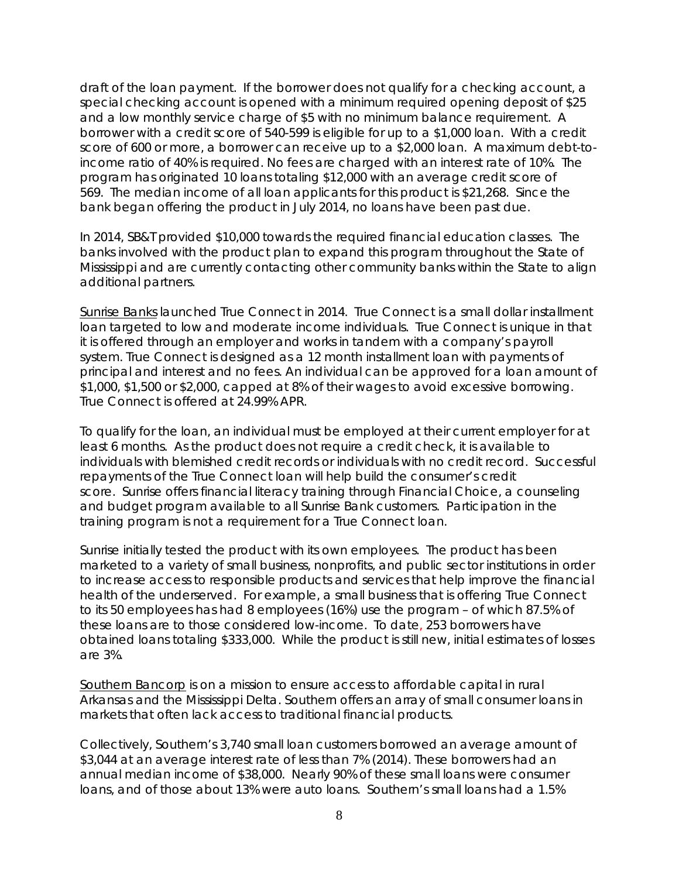draft of the loan payment. If the borrower does not qualify for a checking account, a special checking account is opened with a minimum required opening deposit of $25 and a low monthly service charge of $5 with no minimum balance requirement. A borrower with a credit score of 540-599 is eligible for up to a $1,000 loan. With a credit score of 600 or more, a borrower can receive up to a $2,000 loan. A maximum debt-to-income ratio of 40% is required. No fees are charged with an interest rate of 10%. The program has originated 10 loans totaling $12,000 with an average credit score of 569. The median income of all loan applicants for this product is $21,268. Since the bank began offering the product in July 2014, no loans have been past due.

In 2014, SB&T provided $10,000 towards the required financial education classes. The banks involved with the product plan to expand this program throughout the State of Mississippi and are currently contacting other community banks within the State to align additional partners.

Sunrise Banks launched True Connect in 2014. True Connect is a small dollar installment loan targeted to low and moderate income individuals. True Connect is unique in that it is offered through an employer and works in tandem with a company's payroll system. True Connect is designed as a 12 month installment loan with payments of principal and interest and no fees. An individual can be approved for a loan amount of $1,000, $1,500 or $2,000, capped at 8% of their wages to avoid excessive borrowing. True Connect is offered at 24.99% APR.

To qualify for the loan, an individual must be employed at their current employer for at least 6 months. As the product does not require a credit check, it is available to individuals with blemished credit records or individuals with no credit record. Successful repayments of the True Connect loan will help build the consumer's credit score. Sunrise offers financial literacy training through Financial Choice, a counseling and budget program available to all Sunrise Bank customers. Participation in the training program is not a requirement for a True Connect loan.

Sunrise initially tested the product with its own employees. The product has been marketed to a variety of small business, nonprofits, and public sector institutions in order to increase access to responsible products and services that help improve the financial health of the underserved. For example, a small business that is offering True Connect to its 50 employees has had 8 employees (16%) use the program – of which 87.5% of these loans are to those considered low-income. To date, 253 borrowers have obtained loans totaling $333,000. While the product is still new, initial estimates of losses are 3%.

Southern Bancorp is on a mission to ensure access to affordable capital in rural Arkansas and the Mississippi Delta. Southern offers an array of small consumer loans in markets that often lack access to traditional financial products.

Collectively, Southern's 3,740 small loan customers borrowed an average amount of $3,044 at an average interest rate of less than 7% (2014). These borrowers had an annual median income of $38,000. Nearly 90% of these small loans were consumer loans, and of those about 13% were auto loans. Southern's small loans had a 1.5%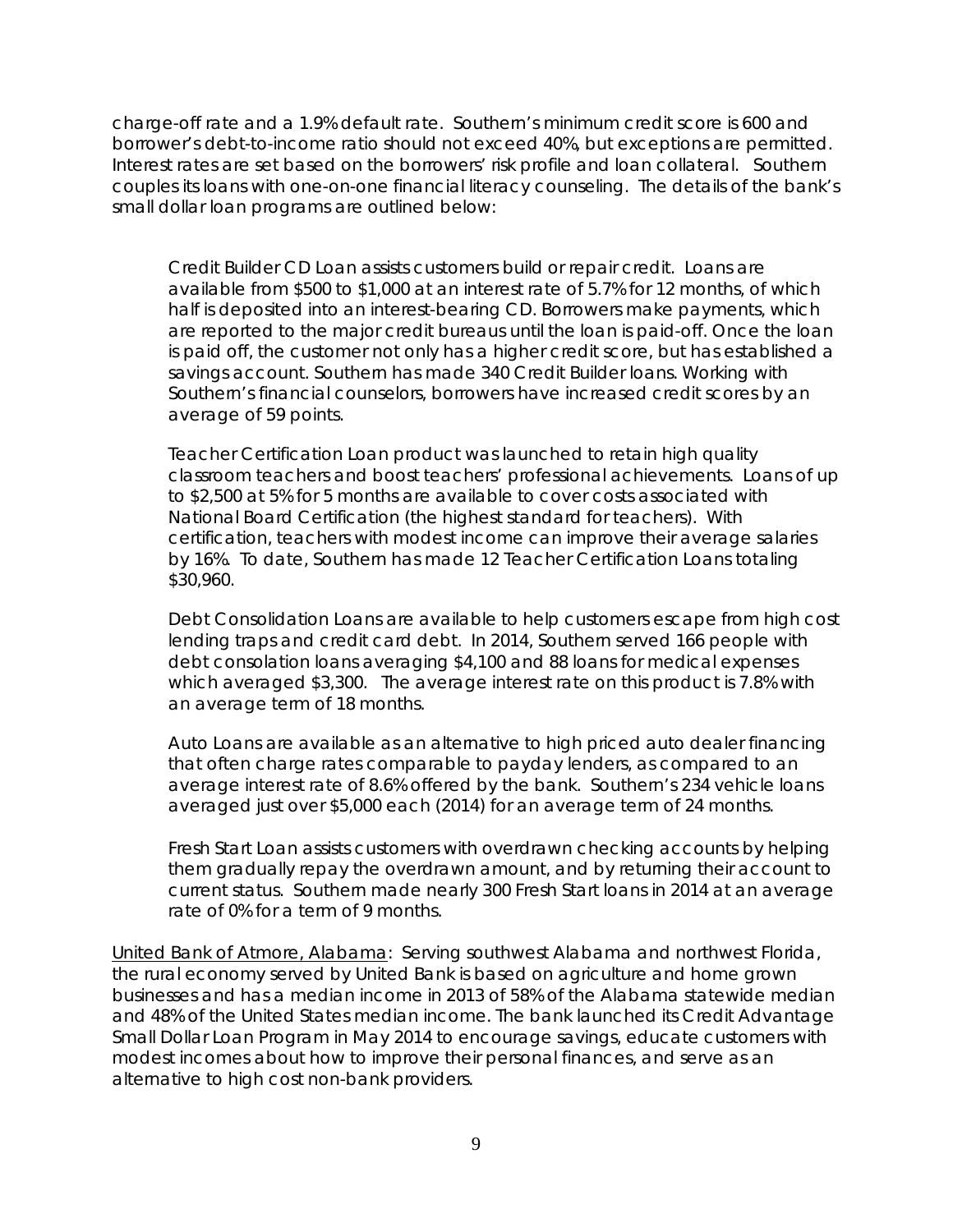charge-off rate and a 1.9% default rate. Southern's minimum credit score is 600 and borrower's debt-to-income ratio should not exceed 40%, but exceptions are permitted. Interest rates are set based on the borrowers' risk profile and loan collateral. Southern couples its loans with one-on-one financial literacy counseling. The details of the bank's small dollar loan programs are outlined below:

> Credit Builder CD Loan assists customers build or repair credit. Loans are available from $500 to $1,000 at an interest rate of 5.7% for 12 months, of which half is deposited into an interest-bearing CD. Borrowers make payments, which are reported to the major credit bureaus until the loan is paid-off. Once the loan is paid off, the customer not only has a higher credit score, but has established a savings account. Southern has made 340 Credit Builder loans. Working with Southern's financial counselors, borrowers have increased credit scores by an average of 59 points.
>
> Teacher Certification Loan product was launched to retain high quality classroom teachers and boost teachers' professional achievements. Loans of up to $2,500 at 5% for 5 months are available to cover costs associated with National Board Certification (the highest standard for teachers). With certification, teachers with modest income can improve their average salaries by 16%. To date, Southern has made 12 Teacher Certification Loans totaling $30,960.
>
> Debt Consolidation Loans are available to help customers escape from high cost lending traps and credit card debt. In 2014, Southern served 166 people with debt consolation loans averaging $4,100 and 88 loans for medical expenses which averaged $3,300. The average interest rate on this product is 7.8% with an average term of 18 months.
>
> Auto Loans are available as an alternative to high priced auto dealer financing that often charge rates comparable to payday lenders, as compared to an average interest rate of 8.6% offered by the bank. Southern's 234 vehicle loans averaged just over $5,000 each (2014) for an average term of 24 months.
>
> Fresh Start Loan assists customers with overdrawn checking accounts by helping them gradually repay the overdrawn amount, and by returning their account to current status. Southern made nearly 300 Fresh Start loans in 2014 at an average rate of 0% for a term of 9 months.

United Bank of Atmore, Alabama: Serving southwest Alabama and northwest Florida, the rural economy served by United Bank is based on agriculture and home grown businesses and has a median income in 2013 of 58% of the Alabama statewide median and 48% of the United States median income. The bank launched its Credit Advantage Small Dollar Loan Program in May 2014 to encourage savings, educate customers with modest incomes about how to improve their personal finances, and serve as an alternative to high cost non-bank providers.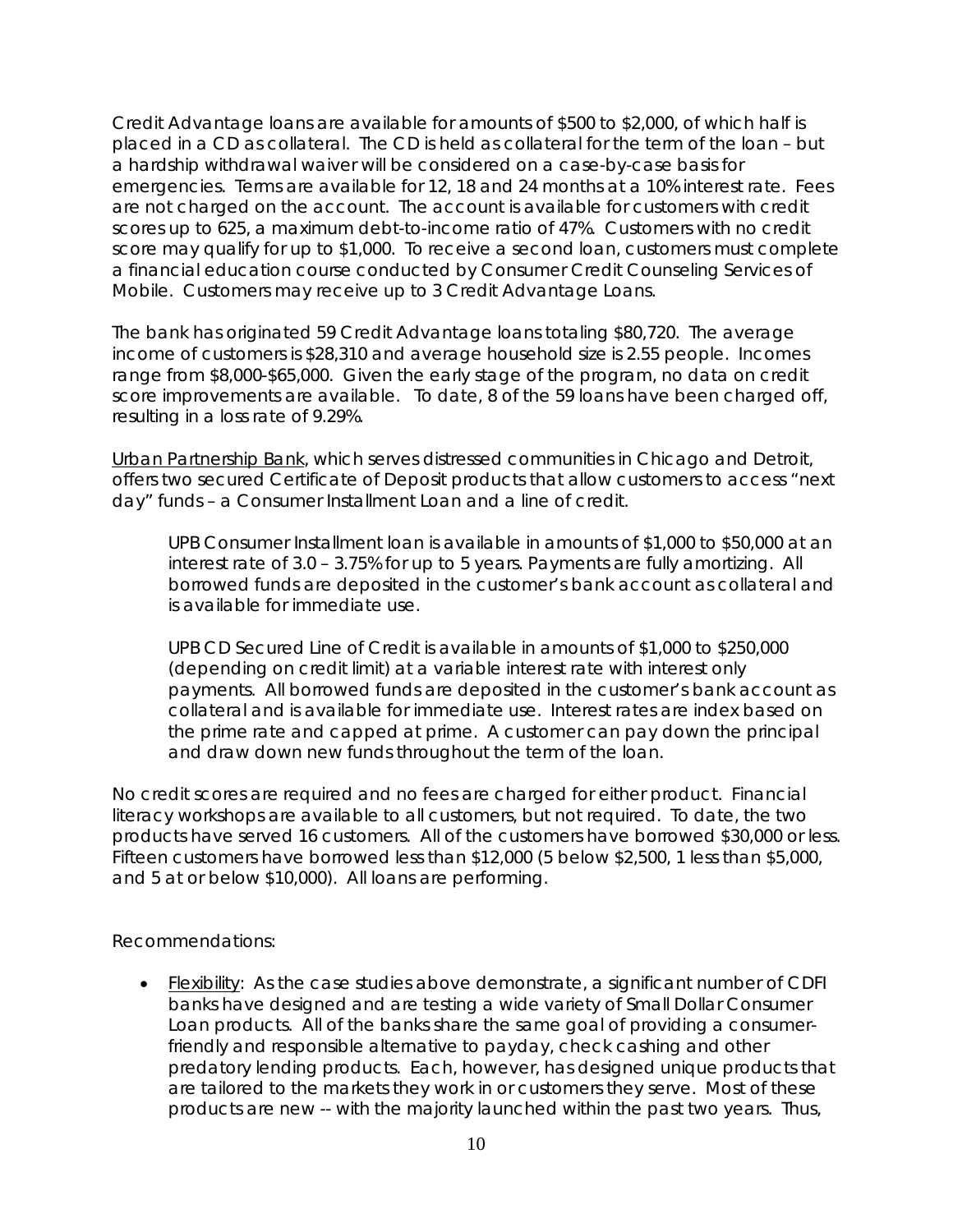Credit Advantage loans are available for amounts of $500 to $2,000, of which half is placed in a CD as collateral. The CD is held as collateral for the term of the loan – but a hardship withdrawal waiver will be considered on a case-by-case basis for emergencies. Terms are available for 12, 18 and 24 months at a 10% interest rate. Fees are not charged on the account. The account is available for customers with credit scores up to 625, a maximum debt-to-income ratio of 47%. Customers with no credit score may qualify for up to $1,000. To receive a second loan, customers must complete a financial education course conducted by Consumer Credit Counseling Services of Mobile. Customers may receive up to 3 Credit Advantage Loans.

The bank has originated 59 Credit Advantage loans totaling $80,720. The average income of customers is $28,310 and average household size is 2.55 people. Incomes range from $8,000-$65,000. Given the early stage of the program, no data on credit score improvements are available. To date, 8 of the 59 loans have been charged off, resulting in a loss rate of 9.29%.

Urban Partnership Bank, which serves distressed communities in Chicago and Detroit, offers two secured Certificate of Deposit products that allow customers to access "next day" funds – a Consumer Installment Loan and a line of credit.

> UPB Consumer Installment loan is available in amounts of $1,000 to $50,000 at an interest rate of 3.0 – 3.75% for up to 5 years. Payments are fully amortizing. All borrowed funds are deposited in the customer's bank account as collateral and is available for immediate use.
>
> UPB CD Secured Line of Credit is available in amounts of $1,000 to $250,000 (depending on credit limit) at a variable interest rate with interest only payments. All borrowed funds are deposited in the customer's bank account as collateral and is available for immediate use. Interest rates are index based on the prime rate and capped at prime. A customer can pay down the principal and draw down new funds throughout the term of the loan.

No credit scores are required and no fees are charged for either product. Financial literacy workshops are available to all customers, but not required. To date, the two products have served 16 customers. All of the customers have borrowed $30,000 or less. Fifteen customers have borrowed less than $12,000 (5 below $2,500, 1 less than $5,000, and 5 at or below $10,000). All loans are performing.

Recommendations:

- Flexibility: As the case studies above demonstrate, a significant number of CDFI banks have designed and are testing a wide variety of Small Dollar Consumer Loan products. All of the banks share the same goal of providing a consumer-friendly and responsible alternative to payday, check cashing and other predatory lending products. Each, however, has designed unique products that are tailored to the markets they work in or customers they serve. Most of these products are new -- with the majority launched within the past two years. Thus,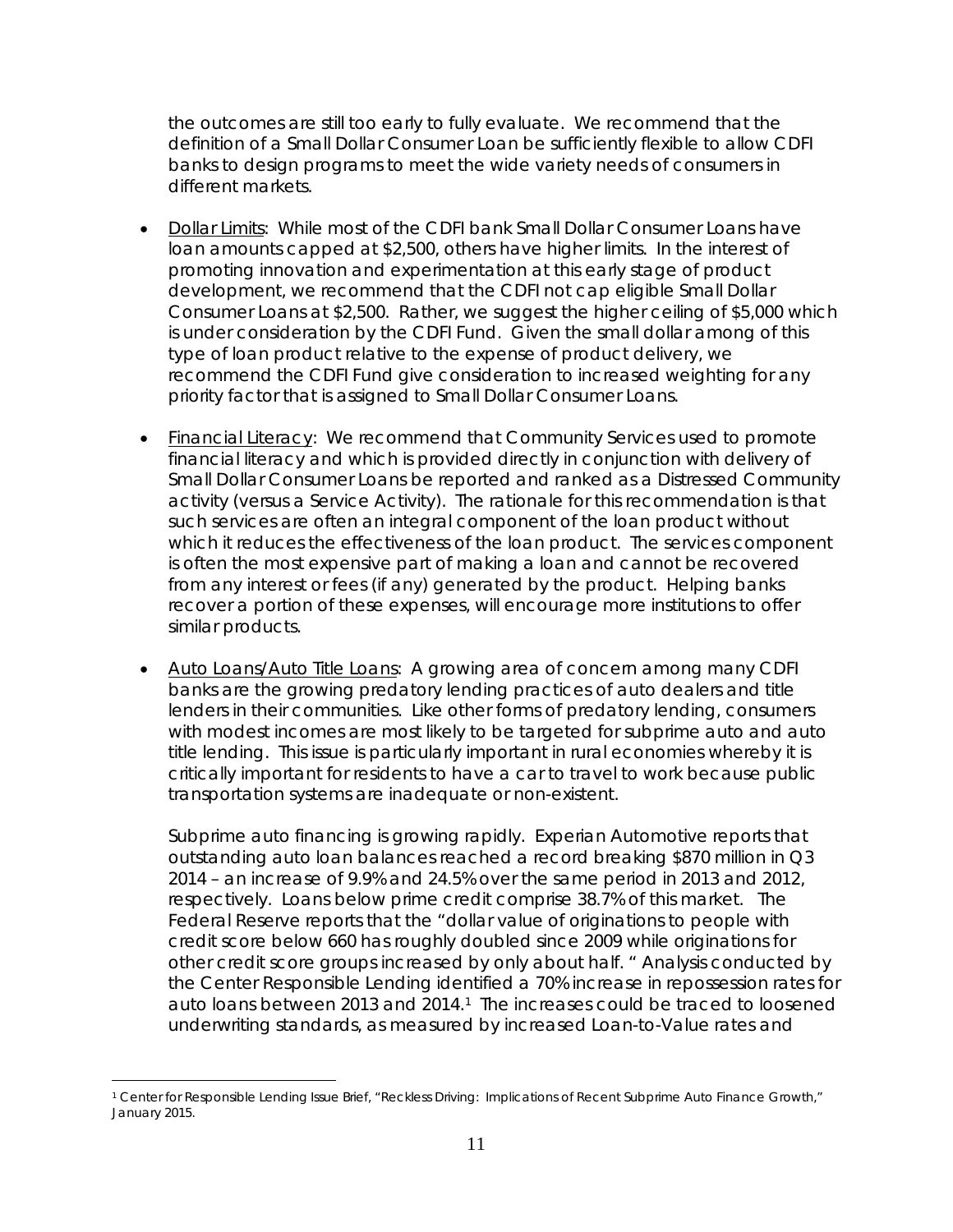the outcomes are still too early to fully evaluate. We recommend that the definition of a Small Dollar Consumer Loan be sufficiently flexible to allow CDFI banks to design programs to meet the wide variety needs of consumers in different markets.

- Dollar Limits: While most of the CDFI bank Small Dollar Consumer Loans have loan amounts capped at $2,500, others have higher limits. In the interest of promoting innovation and experimentation at this early stage of product development, we recommend that the CDFI not cap eligible Small Dollar Consumer Loans at $2,500. Rather, we suggest the higher ceiling of $5,000 which is under consideration by the CDFI Fund. Given the small dollar among of this type of loan product relative to the expense of product delivery, we recommend the CDFI Fund give consideration to increased weighting for any priority factor that is assigned to Small Dollar Consumer Loans.

- Financial Literacy: We recommend that Community Services used to promote financial literacy and which is provided directly in conjunction with delivery of Small Dollar Consumer Loans be reported and ranked as a Distressed Community activity (versus a Service Activity). The rationale for this recommendation is that such services are often an integral component of the loan product without which it reduces the effectiveness of the loan product. The services component is often the most expensive part of making a loan and cannot be recovered from any interest or fees (if any) generated by the product. Helping banks recover a portion of these expenses, will encourage more institutions to offer similar products.

- Auto Loans/Auto Title Loans: A growing area of concern among many CDFI banks are the growing predatory lending practices of auto dealers and title lenders in their communities. Like other forms of predatory lending, consumers with modest incomes are most likely to be targeted for subprime auto and auto title lending. This issue is particularly important in rural economies whereby it is critically important for residents to have a car to travel to work because public transportation systems are inadequate or non-existent.

  Subprime auto financing is growing rapidly. Experian Automotive reports that outstanding auto loan balances reached a record breaking $870 million in Q3 2014 – an increase of 9.9% and 24.5% over the same period in 2013 and 2012, respectively. Loans below prime credit comprise 38.7% of this market. The Federal Reserve reports that the "dollar value of originations to people with credit score below 660 has roughly doubled since 2009 while originations for other credit score groups increased by only about half. " Analysis conducted by the Center Responsible Lending identified a 70% increase in repossession rates for auto loans between 2013 and 2014.[1] The increases could be traced to loosened underwriting standards, as measured by increased Loan-to-Value rates and

[1] Center for Responsible Lending Issue Brief, "Reckless Driving: Implications of Recent Subprime Auto Finance Growth," January 2015.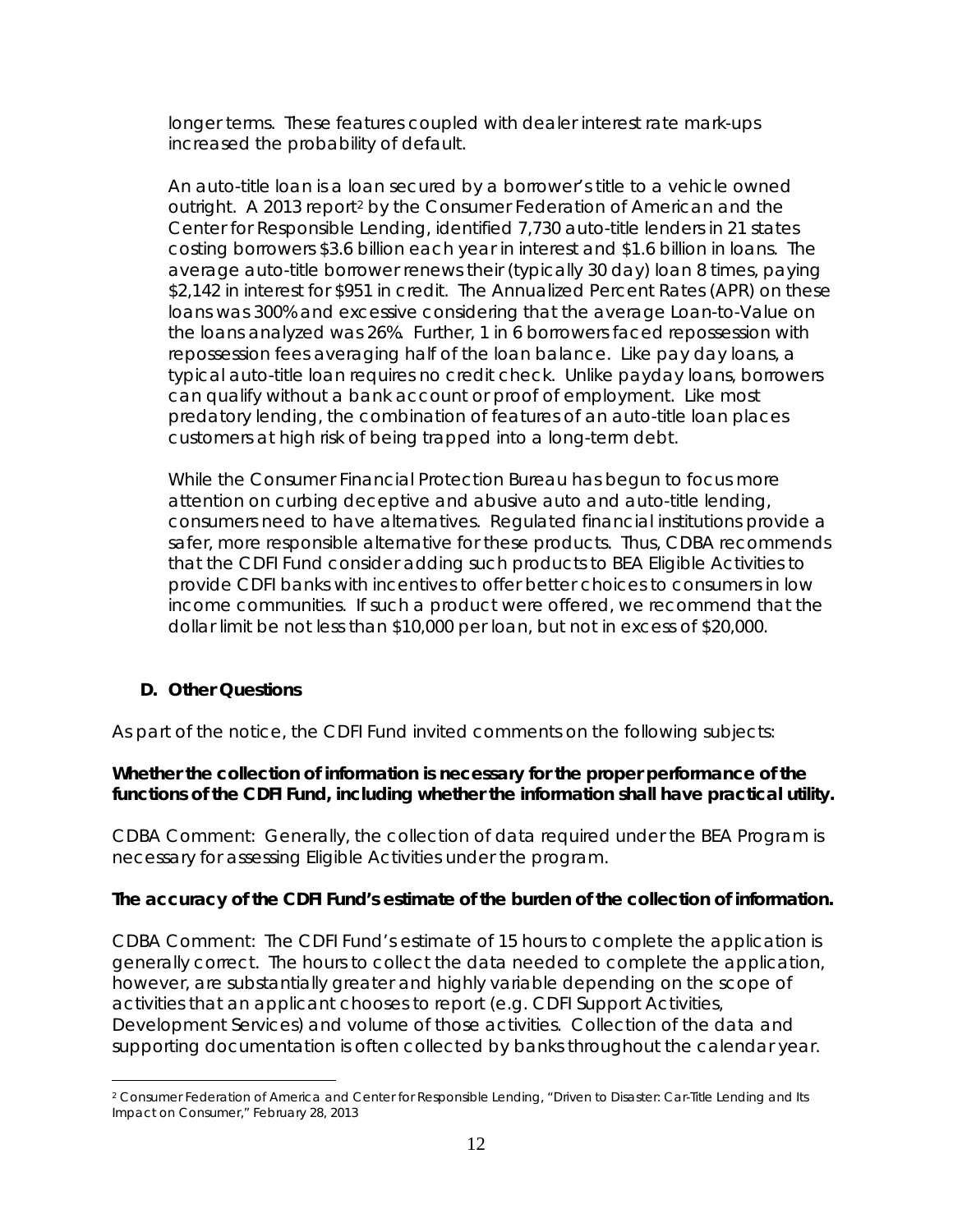longer terms. These features coupled with dealer interest rate mark-ups increased the probability of default.

An auto-title loan is a loan secured by a borrower's title to a vehicle owned outright. A 2013 report[2] by the Consumer Federation of American and the Center for Responsible Lending, identified 7,730 auto-title lenders in 21 states costing borrowers $3.6 billion each year in interest and $1.6 billion in loans. The average auto-title borrower renews their (typically 30 day) loan 8 times, paying $2,142 in interest for $951 in credit. The Annualized Percent Rates (APR) on these loans was 300% and excessive considering that the average Loan-to-Value on the loans analyzed was 26%. Further, 1 in 6 borrowers faced repossession with repossession fees averaging half of the loan balance. Like pay day loans, a typical auto-title loan requires no credit check. Unlike payday loans, borrowers can qualify without a bank account or proof of employment. Like most predatory lending, the combination of features of an auto-title loan places customers at high risk of being trapped into a long-term debt.

While the Consumer Financial Protection Bureau has begun to focus more attention on curbing deceptive and abusive auto and auto-title lending, consumers need to have alternatives. Regulated financial institutions provide a safer, more responsible alternative for these products. Thus, CDBA recommends that the CDFI Fund consider adding such products to BEA Eligible Activities to provide CDFI banks with incentives to offer better choices to consumers in low income communities. If such a product were offered, we recommend that the dollar limit be not less than $10,000 per loan, but not in excess of $20,000.

### D. Other Questions

As part of the notice, the CDFI Fund invited comments on the following subjects:

**Whether the collection of information is necessary for the proper performance of the functions of the CDFI Fund, including whether the information shall have practical utility.**

CDBA Comment: Generally, the collection of data required under the BEA Program is necessary for assessing Eligible Activities under the program.

**The accuracy of the CDFI Fund's estimate of the burden of the collection of information.**

CDBA Comment: The CDFI Fund's estimate of 15 hours to complete the application is generally correct. The hours to collect the data needed to complete the application, however, are substantially greater and highly variable depending on the scope of activities that an applicant chooses to report (e.g. CDFI Support Activities, Development Services) and volume of those activities. Collection of the data and supporting documentation is often collected by banks throughout the calendar year.

---

[2] Consumer Federation of America and Center for Responsible Lending, "Driven to Disaster: Car-Title Lending and Its Impact on Consumer," February 28, 2013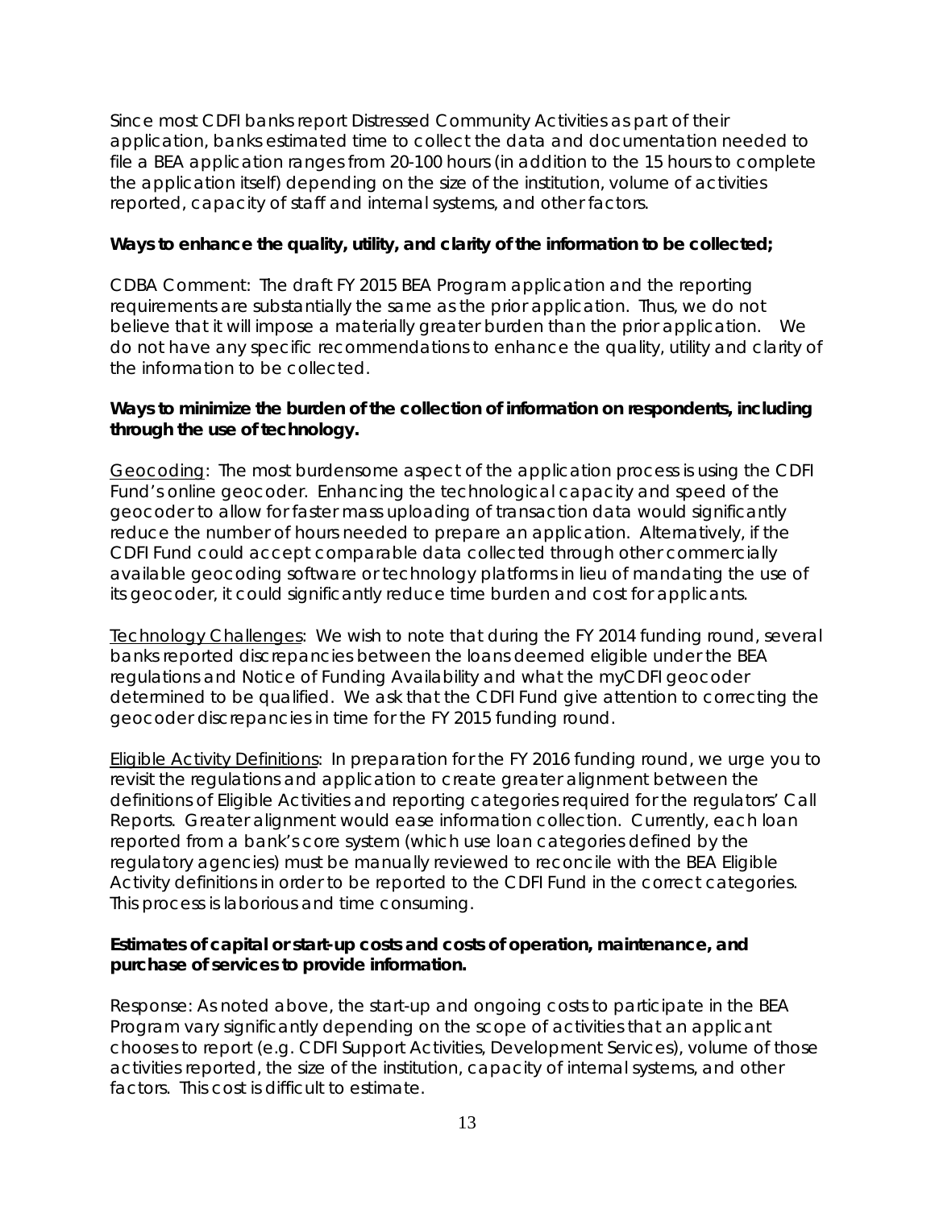Since most CDFI banks report Distressed Community Activities as part of their application, banks estimated time to collect the data and documentation needed to file a BEA application ranges from 20-100 hours (in addition to the 15 hours to complete the application itself) depending on the size of the institution, volume of activities reported, capacity of staff and internal systems, and other factors.

**Ways to enhance the quality, utility, and clarity of the information to be collected;**

CDBA Comment: The draft FY 2015 BEA Program application and the reporting requirements are substantially the same as the prior application. Thus, we do not believe that it will impose a materially greater burden than the prior application. We do not have any specific recommendations to enhance the quality, utility and clarity of the information to be collected.

**Ways to minimize the burden of the collection of information on respondents, including through the use of technology.**

<u>Geocoding</u>: The most burdensome aspect of the application process is using the CDFI Fund's online geocoder. Enhancing the technological capacity and speed of the geocoder to allow for faster mass uploading of transaction data would significantly reduce the number of hours needed to prepare an application. Alternatively, if the CDFI Fund could accept comparable data collected through other commercially available geocoding software or technology platforms in lieu of mandating the use of its geocoder, it could significantly reduce time burden and cost for applicants.

<u>Technology Challenges</u>: We wish to note that during the FY 2014 funding round, several banks reported discrepancies between the loans deemed eligible under the BEA regulations and Notice of Funding Availability and what the myCDFI geocoder determined to be qualified. We ask that the CDFI Fund give attention to correcting the geocoder discrepancies in time for the FY 2015 funding round.

<u>Eligible Activity Definitions</u>: In preparation for the FY 2016 funding round, we urge you to revisit the regulations and application to create greater alignment between the definitions of Eligible Activities and reporting categories required for the regulators' Call Reports. Greater alignment would ease information collection. Currently, each loan reported from a bank's core system (which use loan categories defined by the regulatory agencies) must be manually reviewed to reconcile with the BEA Eligible Activity definitions in order to be reported to the CDFI Fund in the correct categories. This process is laborious and time consuming.

**Estimates of capital or start-up costs and costs of operation, maintenance, and purchase of services to provide information.**

Response: As noted above, the start-up and ongoing costs to participate in the BEA Program vary significantly depending on the scope of activities that an applicant chooses to report (e.g. CDFI Support Activities, Development Services), volume of those activities reported, the size of the institution, capacity of internal systems, and other factors. This cost is difficult to estimate.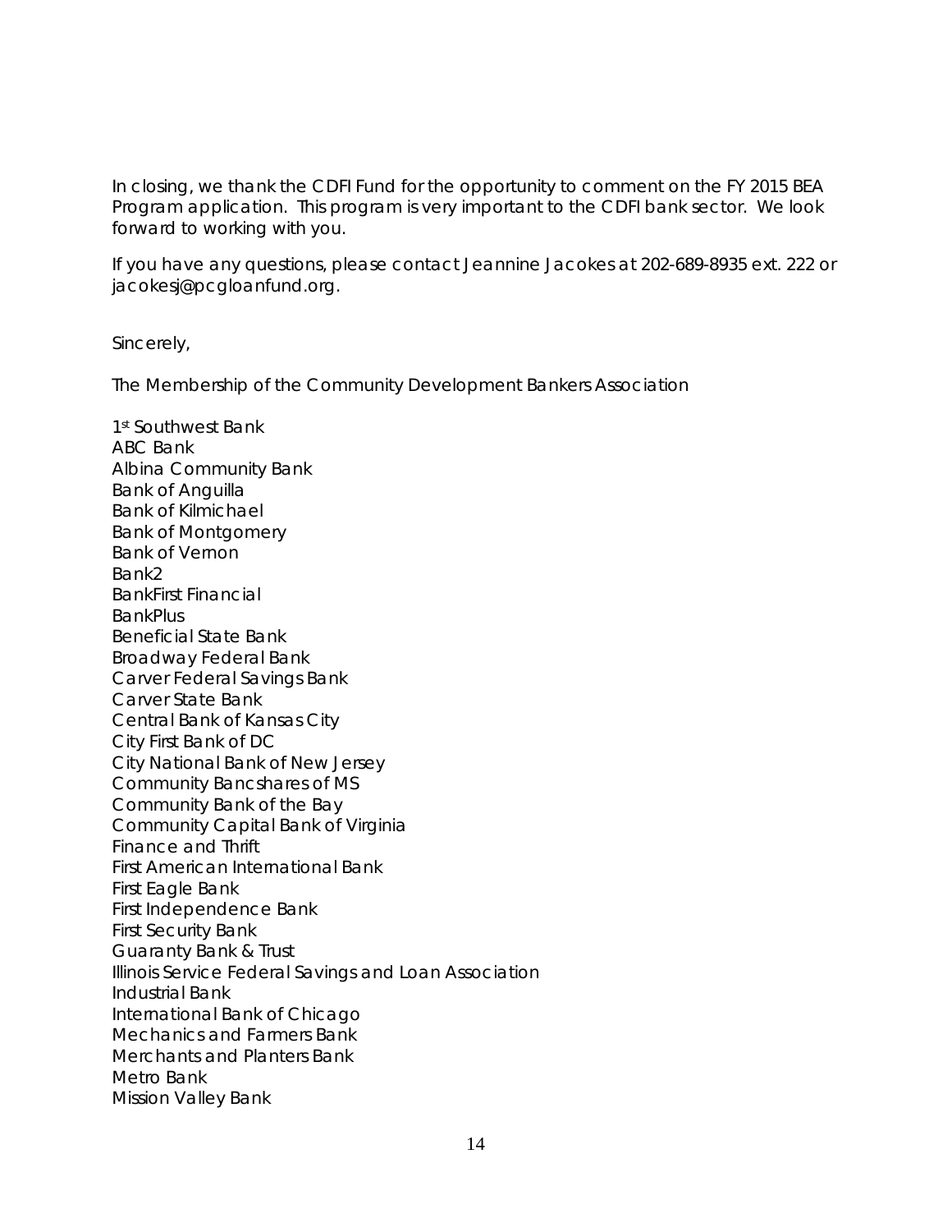In closing, we thank the CDFI Fund for the opportunity to comment on the FY 2015 BEA Program application. This program is very important to the CDFI bank sector. We look forward to working with you.

If you have any questions, please contact Jeannine Jacokes at 202-689-8935 ext. 222 or jacokesj@pcgloanfund.org.

Sincerely,

The Membership of the Community Development Bankers Association

1st Southwest Bank
ABC Bank
Albina Community Bank
Bank of Anguilla
Bank of Kilmichael
Bank of Montgomery
Bank of Vernon
Bank2
BankFirst Financial
BankPlus
Beneficial State Bank
Broadway Federal Bank
Carver Federal Savings Bank
Carver State Bank
Central Bank of Kansas City
City First Bank of DC
City National Bank of New Jersey
Community Bancshares of MS
Community Bank of the Bay
Community Capital Bank of Virginia
Finance and Thrift
First American International Bank
First Eagle Bank
First Independence Bank
First Security Bank
Guaranty Bank & Trust
Illinois Service Federal Savings and Loan Association
Industrial Bank
International Bank of Chicago
Mechanics and Farmers Bank
Merchants and Planters Bank
Metro Bank
Mission Valley Bank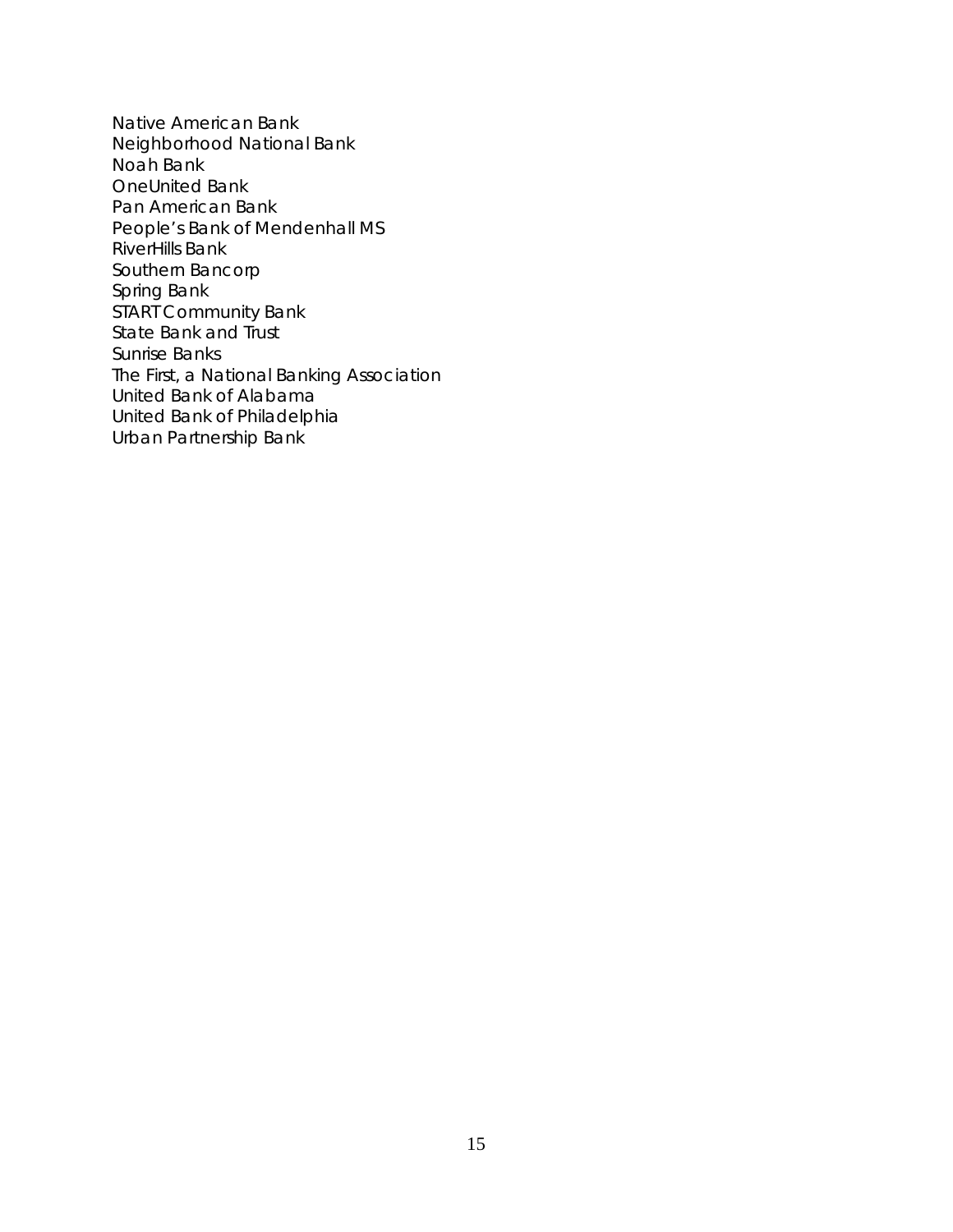Native American Bank
Neighborhood National Bank
Noah Bank
OneUnited Bank
Pan American Bank
People's Bank of Mendenhall MS
RiverHills Bank
Southern Bancorp
Spring Bank
START Community Bank
State Bank and Trust
Sunrise Banks
The First, a National Banking Association
United Bank of Alabama
United Bank of Philadelphia
Urban Partnership Bank